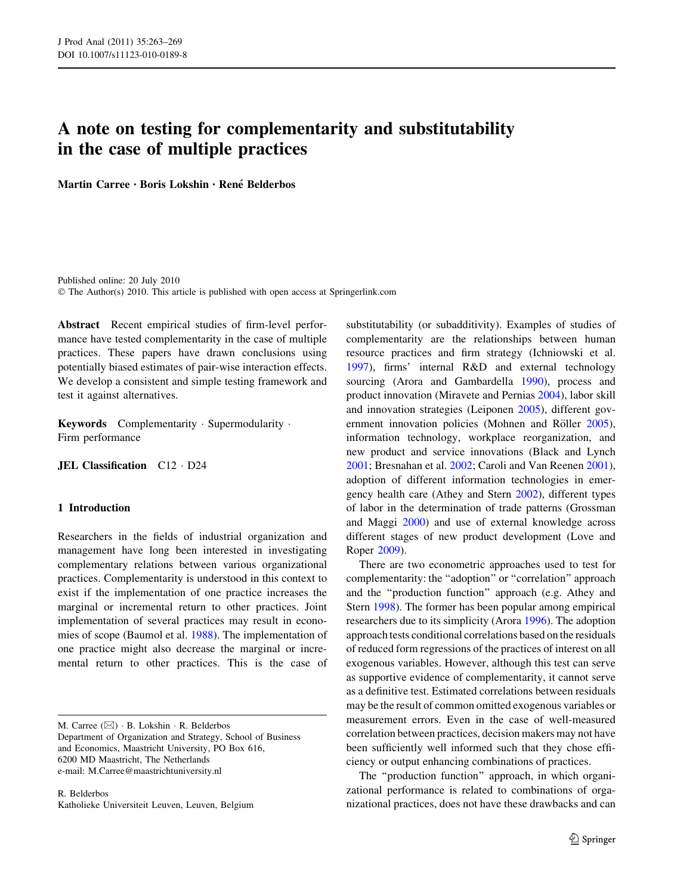# A note on testing for complementarity and substitutability in the case of multiple practices

**Martin Carree · Boris Lokshin · René Belderbos**

Published online: 20 July 2010
© The Author(s) 2010. This article is published with open access at Springerlink.com

**Abstract** Recent empirical studies of firm-level performance have tested complementarity in the case of multiple practices. These papers have drawn conclusions using potentially biased estimates of pair-wise interaction effects. We develop a consistent and simple testing framework and test it against alternatives.

**Keywords** Complementarity · Supermodularity · Firm performance

**JEL Classification** C12 · D24

## 1 Introduction

Researchers in the fields of industrial organization and management have long been interested in investigating complementary relations between various organizational practices. Complementarity is understood in this context to exist if the implementation of one practice increases the marginal or incremental return to other practices. Joint implementation of several practices may result in economies of scope (Baumol et al. 1988). The implementation of one practice might also decrease the marginal or incremental return to other practices. This is the case of substitutability (or subadditivity). Examples of studies of complementarity are the relationships between human resource practices and firm strategy (Ichniowski et al. 1997), firms' internal R&D and external technology sourcing (Arora and Gambardella 1990), process and product innovation (Miravete and Pernias 2004), labor skill and innovation strategies (Leiponen 2005), different government innovation policies (Mohnen and Röller 2005), information technology, workplace reorganization, and new product and service innovations (Black and Lynch 2001; Bresnahan et al. 2002; Caroli and Van Reenen 2001), adoption of different information technologies in emergency health care (Athey and Stern 2002), different types of labor in the determination of trade patterns (Grossman and Maggi 2000) and use of external knowledge across different stages of new product development (Love and Roper 2009).

There are two econometric approaches used to test for complementarity: the "adoption" or "correlation" approach and the "production function" approach (e.g. Athey and Stern 1998). The former has been popular among empirical researchers due to its simplicity (Arora 1996). The adoption approach tests conditional correlations based on the residuals of reduced form regressions of the practices of interest on all exogenous variables. However, although this test can serve as supportive evidence of complementarity, it cannot serve as a definitive test. Estimated correlations between residuals may be the result of common omitted exogenous variables or measurement errors. Even in the case of well-measured correlation between practices, decision makers may not have been sufficiently well informed such that they chose efficiency or output enhancing combinations of practices.

The "production function" approach, in which organizational performance is related to combinations of organizational practices, does not have these drawbacks and can

---

M. Carree (✉) · B. Lokshin · R. Belderbos
Department of Organization and Strategy, School of Business and Economics, Maastricht University, PO Box 616, 6200 MD Maastricht, The Netherlands
e-mail: M.Carree@maastrichtuniversity.nl

R. Belderbos
Katholieke Universiteit Leuven, Leuven, Belgium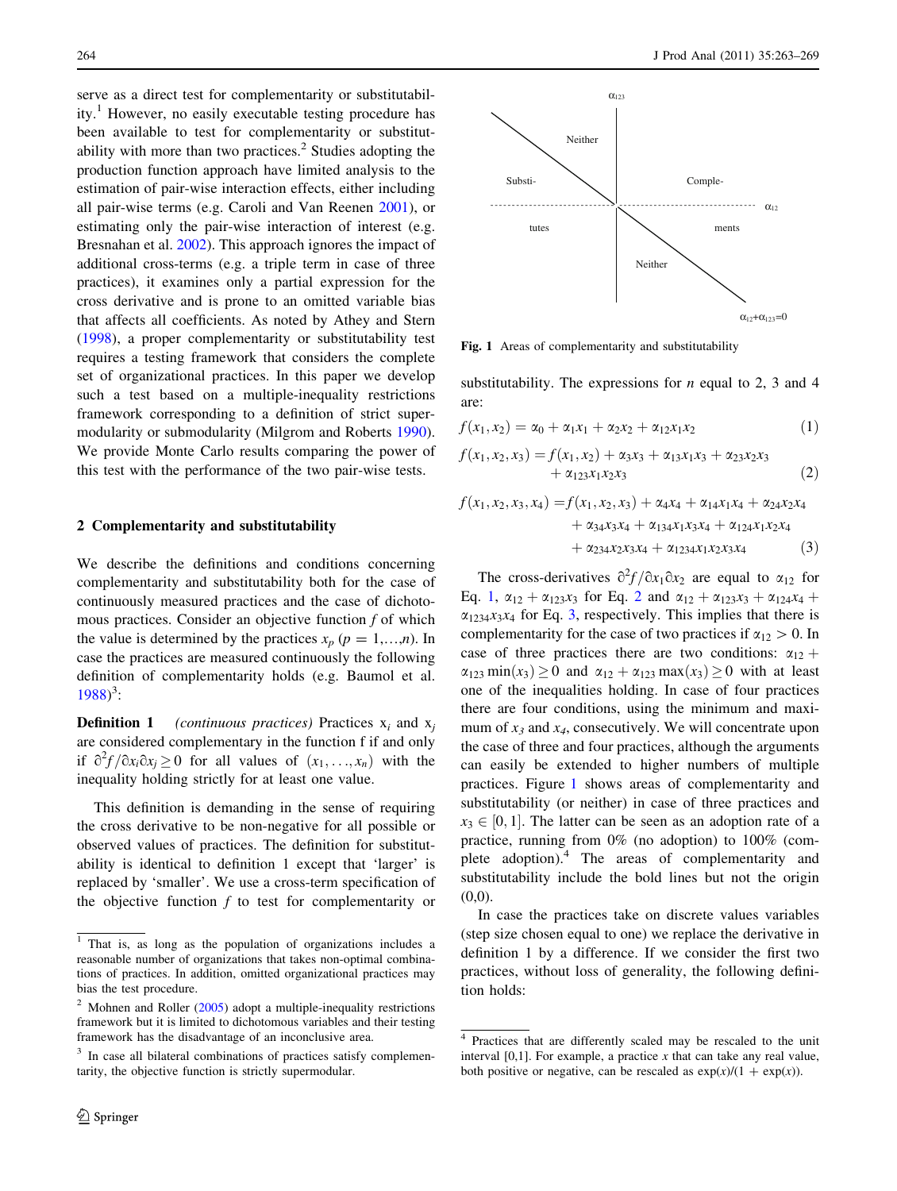serve as a direct test for complementarity or substitutability.[1] However, no easily executable testing procedure has been available to test for complementarity or substitutability with more than two practices.[2] Studies adopting the production function approach have limited analysis to the estimation of pair-wise interaction effects, either including all pair-wise terms (e.g. Caroli and Van Reenen 2001), or estimating only the pair-wise interaction of interest (e.g. Bresnahan et al. 2002). This approach ignores the impact of additional cross-terms (e.g. a triple term in case of three practices), it examines only a partial expression for the cross derivative and is prone to an omitted variable bias that affects all coefficients. As noted by Athey and Stern (1998), a proper complementarity or substitutability test requires a testing framework that considers the complete set of organizational practices. In this paper we develop such a test based on a multiple-inequality restrictions framework corresponding to a definition of strict supermodularity or submodularity (Milgrom and Roberts 1990). We provide Monte Carlo results comparing the power of this test with the performance of the two pair-wise tests.

## 2 Complementarity and substitutability

We describe the definitions and conditions concerning complementarity and substitutability both for the case of continuously measured practices and the case of dichotomous practices. Consider an objective function *f* of which the value is determined by the practices $x_p$ ($p = 1,\ldots,n$). In case the practices are measured continuously the following definition of complementarity holds (e.g. Baumol et al. 1988)[3]:

**Definition 1** *(continuous practices)* Practices $x_i$ and $x_j$ are considered complementary in the function f if and only if $\partial^2 f/\partial x_i \partial x_j \geq 0$ for all values of $(x_1,\ldots,x_n)$ with the inequality holding strictly for at least one value.

This definition is demanding in the sense of requiring the cross derivative to be non-negative for all possible or observed values of practices. The definition for substitutability is identical to definition 1 except that 'larger' is replaced by 'smaller'. We use a cross-term specification of the objective function *f* to test for complementarity or substitutability. The expressions for *n* equal to 2, 3 and 4 are:

$$f(x_1, x_2) = \alpha_0 + \alpha_1 x_1 + \alpha_2 x_2 + \alpha_{12} x_1 x_2 \tag{1}$$

$$f(x_1, x_2, x_3) = f(x_1, x_2) + \alpha_3 x_3 + \alpha_{13} x_1 x_3 + \alpha_{23} x_2 x_3 + \alpha_{123} x_1 x_2 x_3 \tag{2}$$

$$f(x_1, x_2, x_3, x_4) = f(x_1, x_2, x_3) + \alpha_4 x_4 + \alpha_{14} x_1 x_4 + \alpha_{24} x_2 x_4 + \alpha_{34} x_3 x_4 + \alpha_{134} x_1 x_3 x_4 + \alpha_{124} x_1 x_2 x_4 + \alpha_{234} x_2 x_3 x_4 + \alpha_{1234} x_1 x_2 x_3 x_4 \tag{3}$$

Fig. 1 Areas of complementarity and substitutability

The cross-derivatives $\partial^2 f/\partial x_1 \partial x_2$ are equal to $\alpha_{12}$ for Eq. 1, $\alpha_{12} + \alpha_{123} x_3$ for Eq. 2 and $\alpha_{12} + \alpha_{123} x_3 + \alpha_{124} x_4 + \alpha_{1234} x_3 x_4$ for Eq. 3, respectively. This implies that there is complementarity for the case of two practices if $\alpha_{12} > 0$. In case of three practices there are two conditions: $\alpha_{12} + \alpha_{123} \min(x_3) \geq 0$ and $\alpha_{12} + \alpha_{123} \max(x_3) \geq 0$ with at least one of the inequalities holding. In case of four practices there are four conditions, using the minimum and maximum of $x_3$ and $x_4$, consecutively. We will concentrate upon the case of three and four practices, although the arguments can easily be extended to higher numbers of multiple practices. Figure 1 shows areas of complementarity and substitutability (or neither) in case of three practices and $x_3 \in [0, 1]$. The latter can be seen as an adoption rate of a practice, running from 0% (no adoption) to 100% (complete adoption).[4] The areas of complementarity and substitutability include the bold lines but not the origin (0,0).

In case the practices take on discrete values variables (step size chosen equal to one) we replace the derivative in definition 1 by a difference. If we consider the first two practices, without loss of generality, the following definition holds:

---

[1] That is, as long as the population of organizations includes a reasonable number of organizations that takes non-optimal combinations of practices. In addition, omitted organizational practices may bias the test procedure.

[2] Mohnen and Roller (2005) adopt a multiple-inequality restrictions framework but it is limited to dichotomous variables and their testing framework has the disadvantage of an inconclusive area.

[3] In case all bilateral combinations of practices satisfy complementarity, the objective function is strictly supermodular.

[4] Practices that are differently scaled may be rescaled to the unit interval [0,1]. For example, a practice *x* that can take any real value, both positive or negative, can be rescaled as exp(*x*)/(1 + exp(*x*)).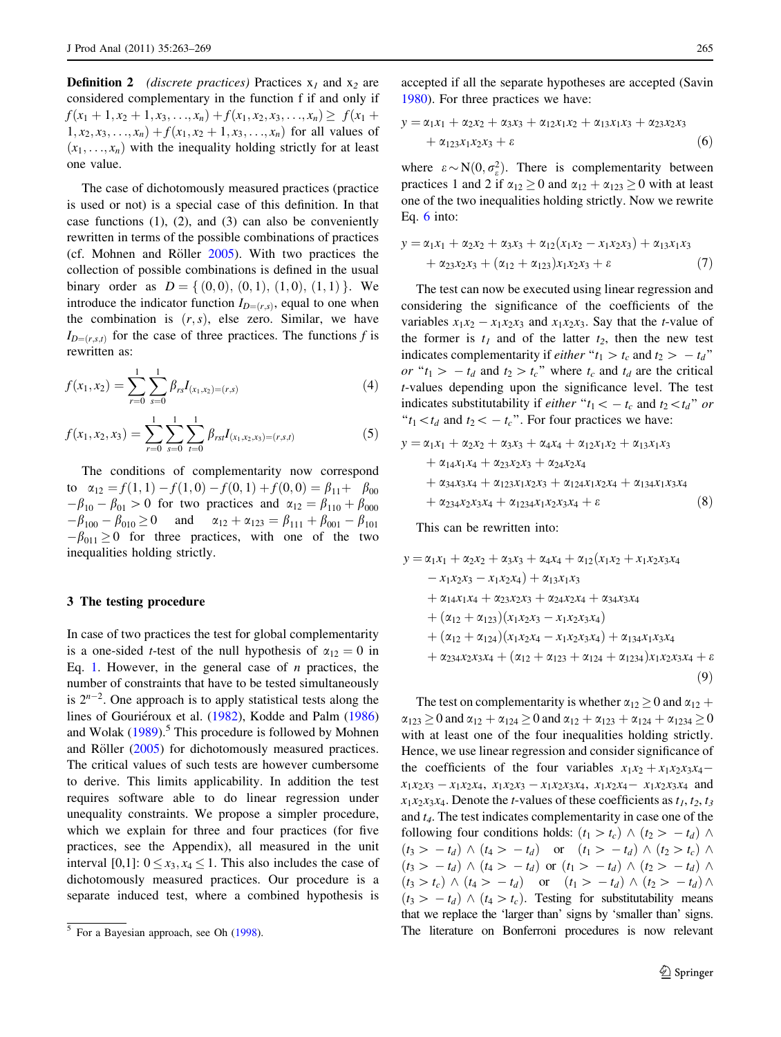**Definition 2** *(discrete practices)* Practices $x_1$ and $x_2$ are considered complementary in the function f if and only if $f(x_1+1, x_2+1, x_3, \ldots, x_n) + f(x_1, x_2, x_3, \ldots, x_n) \geq f(x_1+1, x_2, x_3, \ldots, x_n) + f(x_1, x_2+1, x_3, \ldots, x_n)$ for all values of $(x_1, \ldots, x_n)$ with the inequality holding strictly for at least one value.

The case of dichotomously measured practices (practice is used or not) is a special case of this definition. In that case functions (1), (2), and (3) can also be conveniently rewritten in terms of the possible combinations of practices (cf. Mohnen and Röller 2005). With two practices the collection of possible combinations is defined in the usual binary order as $D = \{(0,0), (0,1), (1,0), (1,1)\}$. We introduce the indicator function $I_{D=(r,s)}$, equal to one when the combination is $(r, s)$, else zero. Similar, we have $I_{D=(r,s,t)}$ for the case of three practices. The functions $f$ is rewritten as:

$$f(x_1, x_2) = \sum_{r=0}^{1}\sum_{s=0}^{1} \beta_{rs} I_{(x_1,x_2)=(r,s)} \tag{4}$$

$$f(x_1, x_2, x_3) = \sum_{r=0}^{1}\sum_{s=0}^{1}\sum_{t=0}^{1} \beta_{rst} I_{(x_1,x_2,x_3)=(r,s,t)} \tag{5}$$

The conditions of complementarity now correspond to $\alpha_{12} = f(1,1) - f(1,0) - f(0,1) + f(0,0) = \beta_{11} + \beta_{00} - \beta_{10} - \beta_{01} > 0$ for two practices and $\alpha_{12} = \beta_{110} + \beta_{000} - \beta_{100} - \beta_{010} \geq 0$ and $\alpha_{12} + \alpha_{123} = \beta_{111} + \beta_{001} - \beta_{101} - \beta_{011} \geq 0$ for three practices, with one of the two inequalities holding strictly.

## 3 The testing procedure

In case of two practices the test for global complementarity is a one-sided $t$-test of the null hypothesis of $\alpha_{12} = 0$ in Eq. 1. However, in the general case of $n$ practices, the number of constraints that have to be tested simultaneously is $2^{n-2}$. One approach is to apply statistical tests along the lines of Gouriéroux et al. (1982), Kodde and Palm (1986) and Wolak (1989).[5] This procedure is followed by Mohnen and Röller (2005) for dichotomously measured practices. The critical values of such tests are however cumbersome to derive. This limits applicability. In addition the test requires software able to do linear regression under unequality constraints. We propose a simpler procedure, which we explain for three and four practices (for five practices, see the Appendix), all measured in the unit interval [0,1]: $0 \leq x_3, x_4 \leq 1$. This also includes the case of dichotomously measured practices. Our procedure is a separate induced test, where a combined hypothesis is accepted if all the separate hypotheses are accepted (Savin 1980). For three practices we have:

$$y = \alpha_1 x_1 + \alpha_2 x_2 + \alpha_3 x_3 + \alpha_{12} x_1 x_2 + \alpha_{13} x_1 x_3 + \alpha_{23} x_2 x_3 + \alpha_{123} x_1 x_2 x_3 + \varepsilon \tag{6}$$

where $\varepsilon \sim N(0, \sigma_\varepsilon^2)$. There is complementarity between practices 1 and 2 if $\alpha_{12} \geq 0$ and $\alpha_{12} + \alpha_{123} \geq 0$ with at least one of the two inequalities holding strictly. Now we rewrite Eq. 6 into:

$$y = \alpha_1 x_1 + \alpha_2 x_2 + \alpha_3 x_3 + \alpha_{12}(x_1 x_2 - x_1 x_2 x_3) + \alpha_{13} x_1 x_3 + \alpha_{23} x_2 x_3 + (\alpha_{12} + \alpha_{123}) x_1 x_2 x_3 + \varepsilon \tag{7}$$

The test can now be executed using linear regression and considering the significance of the coefficients of the variables $x_1x_2 - x_1x_2x_3$ and $x_1x_2x_3$. Say that the $t$-value of the former is $t_1$ and of the latter $t_2$, then the new test indicates complementarity if *either* "$t_1 > t_c$ and $t_2 > -t_d$" *or* "$t_1 > -t_d$ and $t_2 > t_c$" where $t_c$ and $t_d$ are the critical $t$-values depending upon the significance level. The test indicates substitutability if *either* "$t_1 < -t_c$ and $t_2 < t_d$" *or* "$t_1 < t_d$ and $t_2 < -t_c$". For four practices we have:

$$\begin{aligned} y = {} & \alpha_1 x_1 + \alpha_2 x_2 + \alpha_3 x_3 + \alpha_4 x_4 + \alpha_{12} x_1 x_2 + \alpha_{13} x_1 x_3 \\ & + \alpha_{14} x_1 x_4 + \alpha_{23} x_2 x_3 + \alpha_{24} x_2 x_4 \\ & + \alpha_{34} x_3 x_4 + \alpha_{123} x_1 x_2 x_3 + \alpha_{124} x_1 x_2 x_4 + \alpha_{134} x_1 x_3 x_4 \\ & + \alpha_{234} x_2 x_3 x_4 + \alpha_{1234} x_1 x_2 x_3 x_4 + \varepsilon \end{aligned} \tag{8}$$

This can be rewritten into:

$$\begin{aligned} y = {} & \alpha_1 x_1 + \alpha_2 x_2 + \alpha_3 x_3 + \alpha_4 x_4 + \alpha_{12}(x_1 x_2 + x_1 x_2 x_3 x_4 \\ & - x_1 x_2 x_3 - x_1 x_2 x_4) + \alpha_{13} x_1 x_3 \\ & + \alpha_{14} x_1 x_4 + \alpha_{23} x_2 x_3 + \alpha_{24} x_2 x_4 + \alpha_{34} x_3 x_4 \\ & + (\alpha_{12} + \alpha_{123})(x_1 x_2 x_3 - x_1 x_2 x_3 x_4) \\ & + (\alpha_{12} + \alpha_{124})(x_1 x_2 x_4 - x_1 x_2 x_3 x_4) + \alpha_{134} x_1 x_3 x_4 \\ & + \alpha_{234} x_2 x_3 x_4 + (\alpha_{12} + \alpha_{123} + \alpha_{124} + \alpha_{1234}) x_1 x_2 x_3 x_4 + \varepsilon \end{aligned} \tag{9}$$

The test on complementarity is whether $\alpha_{12} \geq 0$ and $\alpha_{12} + \alpha_{123} \geq 0$ and $\alpha_{12} + \alpha_{124} \geq 0$ and $\alpha_{12} + \alpha_{123} + \alpha_{124} + \alpha_{1234} \geq 0$ with at least one of the four inequalities holding strictly. Hence, we use linear regression and consider significance of the coefficients of the four variables $x_1x_2 + x_1x_2x_3x_4 - x_1x_2x_3 - x_1x_2x_4$, $x_1x_2x_3 - x_1x_2x_3x_4$, $x_1x_2x_4 - x_1x_2x_3x_4$ and $x_1x_2x_3x_4$. Denote the $t$-values of these coefficients as $t_1$, $t_2$, $t_3$ and $t_4$. The test indicates complementarity in case one of the following four conditions holds: $(t_1 > t_c) \wedge (t_2 > -t_d) \wedge (t_3 > -t_d) \wedge (t_4 > -t_d)$ or $(t_1 > -t_d) \wedge (t_2 > t_c) \wedge (t_3 > -t_d) \wedge (t_4 > -t_d)$ or $(t_1 > -t_d) \wedge (t_2 > -t_d) \wedge (t_3 > t_c) \wedge (t_4 > -t_d)$ or $(t_1 > -t_d) \wedge (t_2 > -t_d) \wedge (t_3 > -t_d) \wedge (t_4 > t_c)$. Testing for substitutability means that we replace the 'larger than' signs by 'smaller than' signs. The literature on Bonferroni procedures is now relevant

---

[5] For a Bayesian approach, see Oh (1998).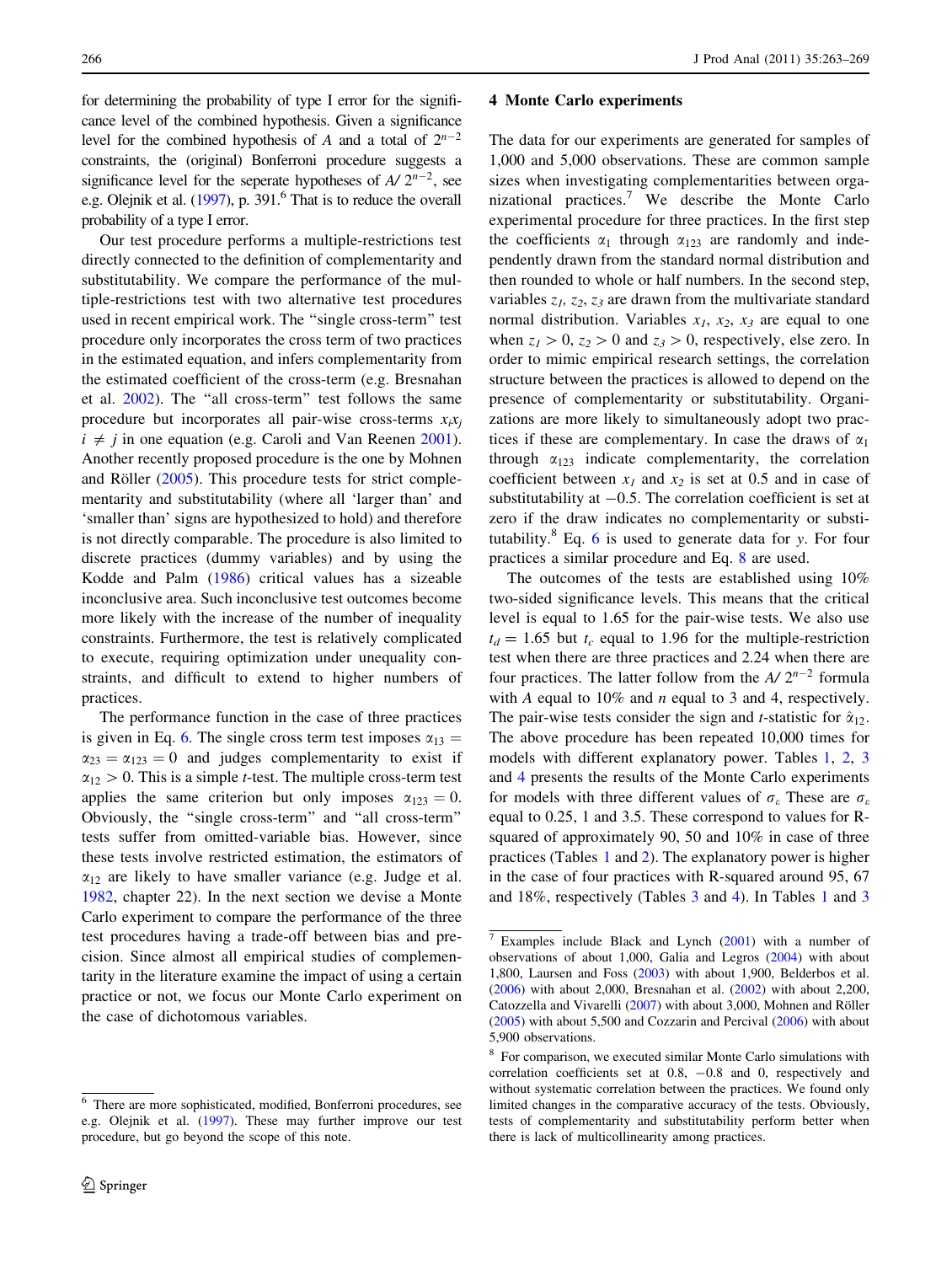for determining the probability of type I error for the significance level of the combined hypothesis. Given a significance level for the combined hypothesis of $A$ and a total of $2^{n-2}$ constraints, the (original) Bonferroni procedure suggests a significance level for the seperate hypotheses of $A/\,2^{n-2}$, see e.g. Olejnik et al. (1997), p. 391.[6] That is to reduce the overall probability of a type I error.

Our test procedure performs a multiple-restrictions test directly connected to the definition of complementarity and substitutability. We compare the performance of the multiple-restrictions test with two alternative test procedures used in recent empirical work. The "single cross-term" test procedure only incorporates the cross term of two practices in the estimated equation, and infers complementarity from the estimated coefficient of the cross-term (e.g. Bresnahan et al. 2002). The "all cross-term" test follows the same procedure but incorporates all pair-wise cross-terms $x_i x_j$ $i \neq j$ in one equation (e.g. Caroli and Van Reenen 2001). Another recently proposed procedure is the one by Mohnen and Röller (2005). This procedure tests for strict complementarity and substitutability (where all 'larger than' and 'smaller than' signs are hypothesized to hold) and therefore is not directly comparable. The procedure is also limited to discrete practices (dummy variables) and by using the Kodde and Palm (1986) critical values has a sizeable inconclusive area. Such inconclusive test outcomes become more likely with the increase of the number of inequality constraints. Furthermore, the test is relatively complicated to execute, requiring optimization under unequality constraints, and difficult to extend to higher numbers of practices.

The performance function in the case of three practices is given in Eq. 6. The single cross term test imposes $\alpha_{13} = \alpha_{23} = \alpha_{123} = 0$ and judges complementarity to exist if $\alpha_{12} > 0$. This is a simple $t$-test. The multiple cross-term test applies the same criterion but only imposes $\alpha_{123} = 0$. Obviously, the "single cross-term" and "all cross-term" tests suffer from omitted-variable bias. However, since these tests involve restricted estimation, the estimators of $\alpha_{12}$ are likely to have smaller variance (e.g. Judge et al. 1982, chapter 22). In the next section we devise a Monte Carlo experiment to compare the performance of the three test procedures having a trade-off between bias and precision. Since almost all empirical studies of complementarity in the literature examine the impact of using a certain practice or not, we focus our Monte Carlo experiment on the case of dichotomous variables.

## 4 Monte Carlo experiments

The data for our experiments are generated for samples of 1,000 and 5,000 observations. These are common sample sizes when investigating complementarities between organizational practices.[7] We describe the Monte Carlo experimental procedure for three practices. In the first step the coefficients $\alpha_1$ through $\alpha_{123}$ are randomly and independently drawn from the standard normal distribution and then rounded to whole or half numbers. In the second step, variables $z_1$, $z_2$, $z_3$ are drawn from the multivariate standard normal distribution. Variables $x_1$, $x_2$, $x_3$ are equal to one when $z_1 > 0$, $z_2 > 0$ and $z_3 > 0$, respectively, else zero. In order to mimic empirical research settings, the correlation structure between the practices is allowed to depend on the presence of complementarity or substitutability. Organizations are more likely to simultaneously adopt two practices if these are complementary. In case the draws of $\alpha_1$ through $\alpha_{123}$ indicate complementarity, the correlation coefficient between $x_1$ and $x_2$ is set at 0.5 and in case of substitutability at $-0.5$. The correlation coefficient is set at zero if the draw indicates no complementarity or substitutability.[8] Eq. 6 is used to generate data for $y$. For four practices a similar procedure and Eq. 8 are used.

The outcomes of the tests are established using 10% two-sided significance levels. This means that the critical level is equal to 1.65 for the pair-wise tests. We also use $t_d = 1.65$ but $t_c$ equal to 1.96 for the multiple-restriction test when there are three practices and 2.24 when there are four practices. The latter follow from the $A/\,2^{n-2}$ formula with $A$ equal to 10% and $n$ equal to 3 and 4, respectively. The pair-wise tests consider the sign and $t$-statistic for $\hat{\alpha}_{12}$. The above procedure has been repeated 10,000 times for models with different explanatory power. Tables 1, 2, 3 and 4 presents the results of the Monte Carlo experiments for models with three different values of $\sigma_\varepsilon$ These are $\sigma_\varepsilon$ equal to 0.25, 1 and 3.5. These correspond to values for R-squared of approximately 90, 50 and 10% in case of three practices (Tables 1 and 2). The explanatory power is higher in the case of four practices with R-squared around 95, 67 and 18%, respectively (Tables 3 and 4). In Tables 1 and 3

---

[6] There are more sophisticated, modified, Bonferroni procedures, see e.g. Olejnik et al. (1997). These may further improve our test procedure, but go beyond the scope of this note.

[7] Examples include Black and Lynch (2001) with a number of observations of about 1,000, Galia and Legros (2004) with about 1,800, Laursen and Foss (2003) with about 1,900, Belderbos et al. (2006) with about 2,000, Bresnahan et al. (2002) with about 2,200, Catozzella and Vivarelli (2007) with about 3,000, Mohnen and Röller (2005) with about 5,500 and Cozzarin and Percival (2006) with about 5,900 observations.

[8] For comparison, we executed similar Monte Carlo simulations with correlation coefficients set at 0.8, $-0.8$ and 0, respectively and without systematic correlation between the practices. We found only limited changes in the comparative accuracy of the tests. Obviously, tests of complementarity and substitutability perform better when there is lack of multicollinearity among practices.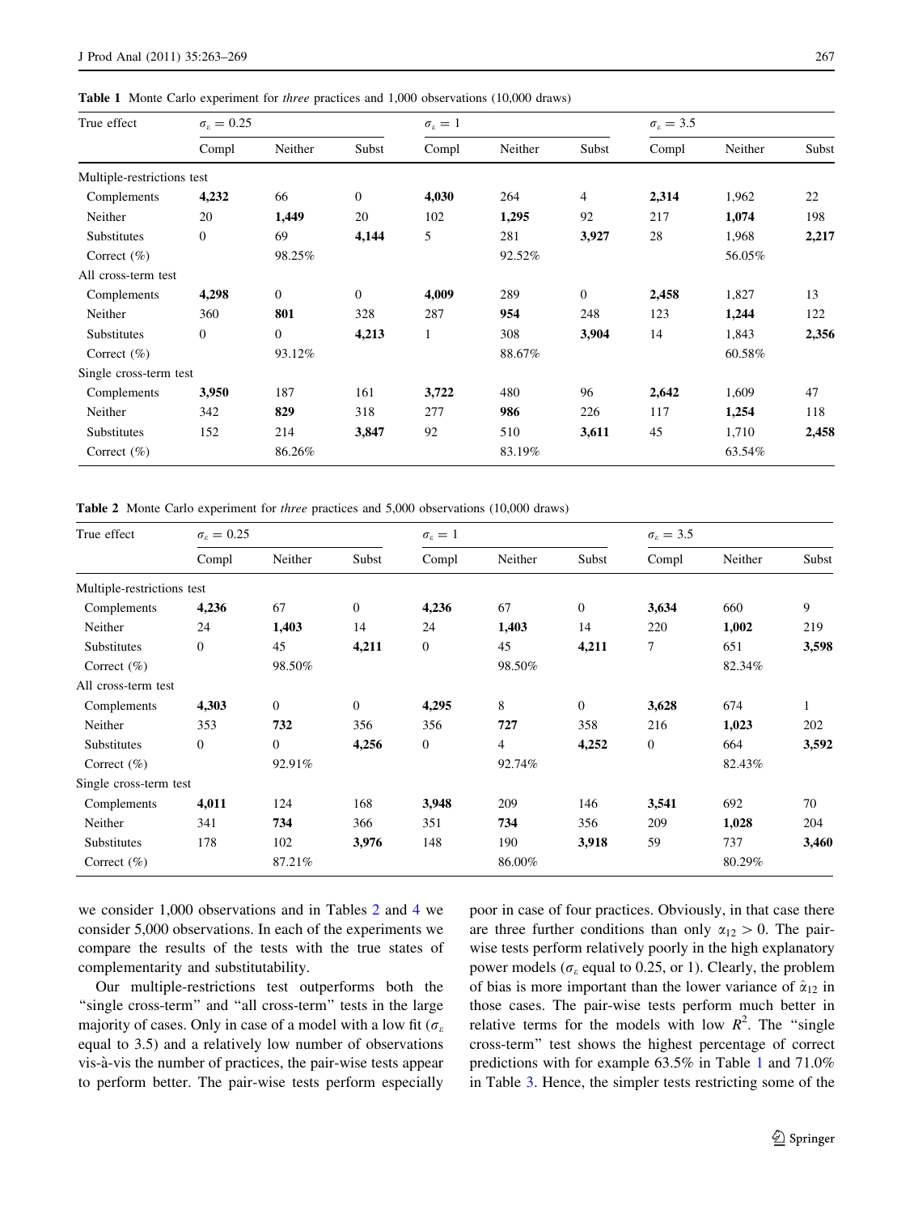**Table 1** Monte Carlo experiment for *three* practices and 1,000 observations (10,000 draws)

| True effect | $\sigma_\varepsilon = 0.25$ | | | $\sigma_\varepsilon = 1$ | | | $\sigma_\varepsilon = 3.5$ | | |
|---|---|---|---|---|---|---|---|---|---|
| | Compl | Neither | Subst | Compl | Neither | Subst | Compl | Neither | Subst |
| Multiple-restrictions test | | | | | | | | | |
| Complements | **4,232** | 66 | 0 | **4,030** | 264 | 4 | **2,314** | 1,962 | 22 |
| Neither | 20 | **1,449** | 20 | 102 | **1,295** | 92 | 217 | **1,074** | 198 |
| Substitutes | 0 | 69 | **4,144** | 5 | 281 | **3,927** | 28 | 1,968 | **2,217** |
| Correct (%) | | 98.25% | | | 92.52% | | | 56.05% | |
| All cross-term test | | | | | | | | | |
| Complements | **4,298** | 0 | 0 | **4,009** | 289 | 0 | **2,458** | 1,827 | 13 |
| Neither | 360 | **801** | 328 | 287 | **954** | 248 | 123 | **1,244** | 122 |
| Substitutes | 0 | 0 | **4,213** | 1 | 308 | **3,904** | 14 | 1,843 | **2,356** |
| Correct (%) | | 93.12% | | | 88.67% | | | 60.58% | |
| Single cross-term test | | | | | | | | | |
| Complements | **3,950** | 187 | 161 | **3,722** | 480 | 96 | **2,642** | 1,609 | 47 |
| Neither | 342 | **829** | 318 | 277 | **986** | 226 | 117 | **1,254** | 118 |
| Substitutes | 152 | 214 | **3,847** | 92 | 510 | **3,611** | 45 | 1,710 | **2,458** |
| Correct (%) | | 86.26% | | | 83.19% | | | 63.54% | |

**Table 2** Monte Carlo experiment for *three* practices and 5,000 observations (10,000 draws)

| True effect | $\sigma_\varepsilon = 0.25$ | | | $\sigma_\varepsilon = 1$ | | | $\sigma_\varepsilon = 3.5$ | | |
|---|---|---|---|---|---|---|---|---|---|
| | Compl | Neither | Subst | Compl | Neither | Subst | Compl | Neither | Subst |
| Multiple-restrictions test | | | | | | | | | |
| Complements | **4,236** | 67 | 0 | **4,236** | 67 | 0 | **3,634** | 660 | 9 |
| Neither | 24 | **1,403** | 14 | 24 | **1,403** | 14 | 220 | **1,002** | 219 |
| Substitutes | 0 | 45 | **4,211** | 0 | 45 | **4,211** | 7 | 651 | **3,598** |
| Correct (%) | | 98.50% | | | 98.50% | | | 82.34% | |
| All cross-term test | | | | | | | | | |
| Complements | **4,303** | 0 | 0 | **4,295** | 8 | 0 | **3,628** | 674 | 1 |
| Neither | 353 | **732** | 356 | 356 | **727** | 358 | 216 | **1,023** | 202 |
| Substitutes | 0 | 0 | **4,256** | 0 | 4 | **4,252** | 0 | 664 | **3,592** |
| Correct (%) | | 92.91% | | | 92.74% | | | 82.43% | |
| Single cross-term test | | | | | | | | | |
| Complements | **4,011** | 124 | 168 | **3,948** | 209 | 146 | **3,541** | 692 | 70 |
| Neither | 341 | **734** | 366 | 351 | **734** | 356 | 209 | **1,028** | 204 |
| Substitutes | 178 | 102 | **3,976** | 148 | 190 | **3,918** | 59 | 737 | **3,460** |
| Correct (%) | | 87.21% | | | 86.00% | | | 80.29% | |

we consider 1,000 observations and in Tables 2 and 4 we consider 5,000 observations. In each of the experiments we compare the results of the tests with the true states of complementarity and substitutability.

Our multiple-restrictions test outperforms both the "single cross-term" and "all cross-term" tests in the large majority of cases. Only in case of a model with a low fit ($\sigma_\varepsilon$ equal to 3.5) and a relatively low number of observations vis-à-vis the number of practices, the pair-wise tests appear to perform better. The pair-wise tests perform especially poor in case of four practices. Obviously, in that case there are three further conditions than only $\alpha_{12} > 0$. The pair-wise tests perform relatively poorly in the high explanatory power models ($\sigma_\varepsilon$ equal to 0.25, or 1). Clearly, the problem of bias is more important than the lower variance of $\hat{\alpha}_{12}$ in those cases. The pair-wise tests perform much better in relative terms for the models with low $R^2$. The "single cross-term" test shows the highest percentage of correct predictions with for example 63.5% in Table 1 and 71.0% in Table 3. Hence, the simpler tests restricting some of the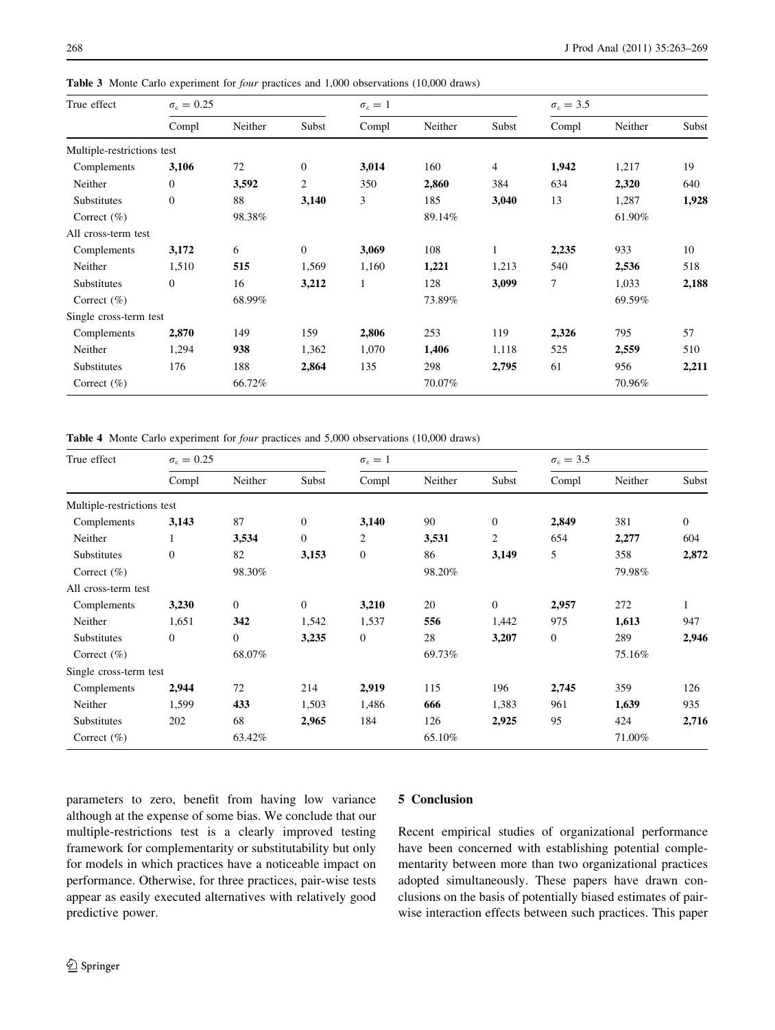**Table 3** Monte Carlo experiment for *four* practices and 1,000 observations (10,000 draws)

| True effect | $\sigma_\varepsilon = 0.25$ | | | $\sigma_\varepsilon = 1$ | | | $\sigma_\varepsilon = 3.5$ | | |
|---|---|---|---|---|---|---|---|---|---|
| | Compl | Neither | Subst | Compl | Neither | Subst | Compl | Neither | Subst |
| Multiple-restrictions test | | | | | | | | | |
| Complements | **3,106** | 72 | 0 | **3,014** | 160 | 4 | **1,942** | 1,217 | 19 |
| Neither | 0 | **3,592** | 2 | 350 | **2,860** | 384 | 634 | **2,320** | 640 |
| Substitutes | 0 | 88 | **3,140** | 3 | 185 | **3,040** | 13 | 1,287 | **1,928** |
| Correct (%) | | 98.38% | | | 89.14% | | | 61.90% | |
| All cross-term test | | | | | | | | | |
| Complements | **3,172** | 6 | 0 | **3,069** | 108 | 1 | **2,235** | 933 | 10 |
| Neither | 1,510 | **515** | 1,569 | 1,160 | **1,221** | 1,213 | 540 | **2,536** | 518 |
| Substitutes | 0 | 16 | **3,212** | 1 | 128 | **3,099** | 7 | 1,033 | **2,188** |
| Correct (%) | | 68.99% | | | 73.89% | | | 69.59% | |
| Single cross-term test | | | | | | | | | |
| Complements | **2,870** | 149 | 159 | **2,806** | 253 | 119 | **2,326** | 795 | 57 |
| Neither | 1,294 | **938** | 1,362 | 1,070 | **1,406** | 1,118 | 525 | **2,559** | 510 |
| Substitutes | 176 | 188 | **2,864** | 135 | 298 | **2,795** | 61 | 956 | **2,211** |
| Correct (%) | | 66.72% | | | 70.07% | | | 70.96% | |

**Table 4** Monte Carlo experiment for *four* practices and 5,000 observations (10,000 draws)

| True effect | $\sigma_\varepsilon = 0.25$ | | | $\sigma_\varepsilon = 1$ | | | $\sigma_\varepsilon = 3.5$ | | |
|---|---|---|---|---|---|---|---|---|---|
| | Compl | Neither | Subst | Compl | Neither | Subst | Compl | Neither | Subst |
| Multiple-restrictions test | | | | | | | | | |
| Complements | **3,143** | 87 | 0 | **3,140** | 90 | 0 | **2,849** | 381 | 0 |
| Neither | 1 | **3,534** | 0 | 2 | **3,531** | 2 | 654 | **2,277** | 604 |
| Substitutes | 0 | 82 | **3,153** | 0 | 86 | **3,149** | 5 | 358 | **2,872** |
| Correct (%) | | 98.30% | | | 98.20% | | | 79.98% | |
| All cross-term test | | | | | | | | | |
| Complements | **3,230** | 0 | 0 | **3,210** | 20 | 0 | **2,957** | 272 | 1 |
| Neither | 1,651 | **342** | 1,542 | 1,537 | **556** | 1,442 | 975 | **1,613** | 947 |
| Substitutes | 0 | 0 | **3,235** | 0 | 28 | **3,207** | 0 | 289 | **2,946** |
| Correct (%) | | 68.07% | | | 69.73% | | | 75.16% | |
| Single cross-term test | | | | | | | | | |
| Complements | **2,944** | 72 | 214 | **2,919** | 115 | 196 | **2,745** | 359 | 126 |
| Neither | 1,599 | **433** | 1,503 | 1,486 | **666** | 1,383 | 961 | **1,639** | 935 |
| Substitutes | 202 | 68 | **2,965** | 184 | 126 | **2,925** | 95 | 424 | **2,716** |
| Correct (%) | | 63.42% | | | 65.10% | | | 71.00% | |

parameters to zero, benefit from having low variance although at the expense of some bias. We conclude that our multiple-restrictions test is a clearly improved testing framework for complementarity or substitutability but only for models in which practices have a noticeable impact on performance. Otherwise, for three practices, pair-wise tests appear as easily executed alternatives with relatively good predictive power.

## 5 Conclusion

Recent empirical studies of organizational performance have been concerned with establishing potential complementarity between more than two organizational practices adopted simultaneously. These papers have drawn conclusions on the basis of potentially biased estimates of pair-wise interaction effects between such practices. This paper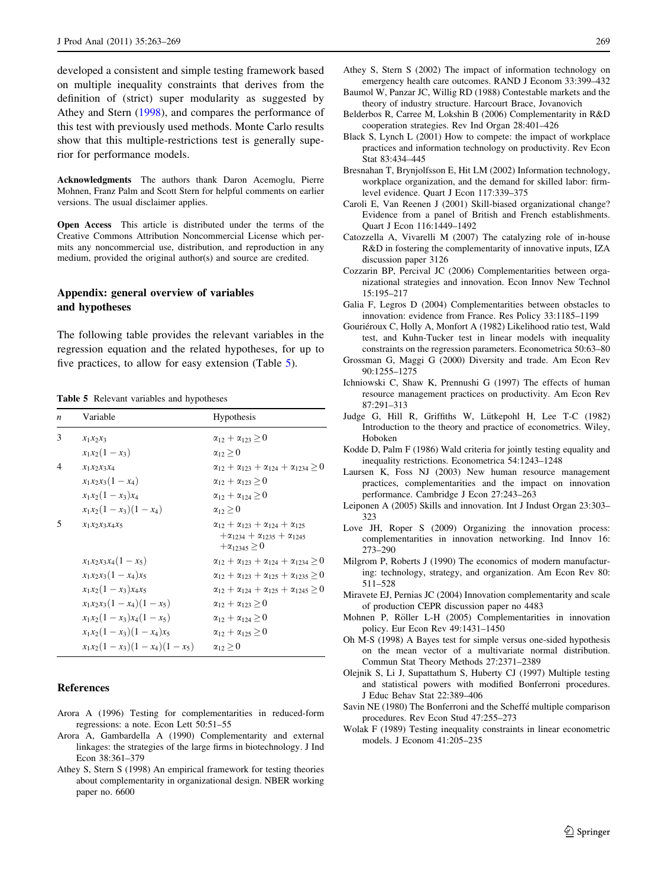developed a consistent and simple testing framework based on multiple inequality constraints that derives from the definition of (strict) super modularity as suggested by Athey and Stern (1998), and compares the performance of this test with previously used methods. Monte Carlo results show that this multiple-restrictions test is generally superior for performance models.

**Acknowledgments** The authors thank Daron Acemoglu, Pierre Mohnen, Franz Palm and Scott Stern for helpful comments on earlier versions. The usual disclaimer applies.

**Open Access** This article is distributed under the terms of the Creative Commons Attribution Noncommercial License which permits any noncommercial use, distribution, and reproduction in any medium, provided the original author(s) and source are credited.

## Appendix: general overview of variables and hypotheses

The following table provides the relevant variables in the regression equation and the related hypotheses, for up to five practices, to allow for easy extension (Table 5).

**Table 5** Relevant variables and hypotheses

| $n$ | Variable | Hypothesis |
|---|---|---|
| 3 | $x_1x_2x_3$ | $\alpha_{12} + \alpha_{123} \geq 0$ |
| | $x_1x_2(1 - x_3)$ | $\alpha_{12} \geq 0$ |
| 4 | $x_1x_2x_3x_4$ | $\alpha_{12} + \alpha_{123} + \alpha_{124} + \alpha_{1234} \geq 0$ |
| | $x_1x_2x_3(1 - x_4)$ | $\alpha_{12} + \alpha_{123} \geq 0$ |
| | $x_1x_2(1 - x_3)x_4$ | $\alpha_{12} + \alpha_{124} \geq 0$ |
| | $x_1x_2(1 - x_3)(1 - x_4)$ | $\alpha_{12} \geq 0$ |
| 5 | $x_1x_2x_3x_4x_5$ | $\alpha_{12} + \alpha_{123} + \alpha_{124} + \alpha_{125} + \alpha_{1234} + \alpha_{1235} + \alpha_{1245} + \alpha_{12345} \geq 0$ |
| | $x_1x_2x_3x_4(1 - x_5)$ | $\alpha_{12} + \alpha_{123} + \alpha_{124} + \alpha_{1234} \geq 0$ |
| | $x_1x_2x_3(1 - x_4)x_5$ | $\alpha_{12} + \alpha_{123} + \alpha_{125} + \alpha_{1235} \geq 0$ |
| | $x_1x_2(1 - x_3)x_4x_5$ | $\alpha_{12} + \alpha_{124} + \alpha_{125} + \alpha_{1245} \geq 0$ |
| | $x_1x_2x_3(1 - x_4)(1 - x_5)$ | $\alpha_{12} + \alpha_{123} \geq 0$ |
| | $x_1x_2(1 - x_3)x_4(1 - x_5)$ | $\alpha_{12} + \alpha_{124} \geq 0$ |
| | $x_1x_2(1 - x_3)(1 - x_4)x_5$ | $\alpha_{12} + \alpha_{125} \geq 0$ |
| | $x_1x_2(1 - x_3)(1 - x_4)(1 - x_5)$ | $\alpha_{12} \geq 0$ |

## References

Arora A (1996) Testing for complementarities in reduced-form regressions: a note. Econ Lett 50:51–55

Arora A, Gambardella A (1990) Complementarity and external linkages: the strategies of the large firms in biotechnology. J Ind Econ 38:361–379

Athey S, Stern S (1998) An empirical framework for testing theories about complementarity in organizational design. NBER working paper no. 6600

Athey S, Stern S (2002) The impact of information technology on emergency health care outcomes. RAND J Econom 33:399–432

Baumol W, Panzar JC, Willig RD (1988) Contestable markets and the theory of industry structure. Harcourt Brace, Jovanovich

Belderbos R, Carree M, Lokshin B (2006) Complementarity in R&D cooperation strategies. Rev Ind Organ 28:401–426

Black S, Lynch L (2001) How to compete: the impact of workplace practices and information technology on productivity. Rev Econ Stat 83:434–445

Bresnahan T, Brynjolfsson E, Hit LM (2002) Information technology, workplace organization, and the demand for skilled labor: firm-level evidence. Quart J Econ 117:339–375

Caroli E, Van Reenen J (2001) Skill-biased organizational change? Evidence from a panel of British and French establishments. Quart J Econ 116:1449–1492

Catozzella A, Vivarelli M (2007) The catalyzing role of in-house R&D in fostering the complementarity of innovative inputs, IZA discussion paper 3126

Cozzarin BP, Percival JC (2006) Complementarities between organizational strategies and innovation. Econ Innov New Technol 15:195–217

Galia F, Legros D (2004) Complementarities between obstacles to innovation: evidence from France. Res Policy 33:1185–1199

Gouriéroux C, Holly A, Monfort A (1982) Likelihood ratio test, Wald test, and Kuhn-Tucker test in linear models with inequality constraints on the regression parameters. Econometrica 50:63–80

Grossman G, Maggi G (2000) Diversity and trade. Am Econ Rev 90:1255–1275

Ichniowski C, Shaw K, Prennushi G (1997) The effects of human resource management practices on productivity. Am Econ Rev 87:291–313

Judge G, Hill R, Griffiths W, Lütkepohl H, Lee T-C (1982) Introduction to the theory and practice of econometrics. Wiley, Hoboken

Kodde D, Palm F (1986) Wald criteria for jointly testing equality and inequality restrictions. Econometrica 54:1243–1248

Laursen K, Foss NJ (2003) New human resource management practices, complementarities and the impact on innovation performance. Cambridge J Econ 27:243–263

Leiponen A (2005) Skills and innovation. Int J Indust Organ 23:303–323

Love JH, Roper S (2009) Organizing the innovation process: complementarities in innovation networking. Ind Innov 16: 273–290

Milgrom P, Roberts J (1990) The economics of modern manufacturing: technology, strategy, and organization. Am Econ Rev 80: 511–528

Miravete EJ, Pernias JC (2004) Innovation complementarity and scale of production CEPR discussion paper no 4483

Mohnen P, Röller L-H (2005) Complementarities in innovation policy. Eur Econ Rev 49:1431–1450

Oh M-S (1998) A Bayes test for simple versus one-sided hypothesis on the mean vector of a multivariate normal distribution. Commun Stat Theory Methods 27:2371–2389

Olejnik S, Li J, Supattathum S, Huberty CJ (1997) Multiple testing and statistical powers with modified Bonferroni procedures. J Educ Behav Stat 22:389–406

Savin NE (1980) The Bonferroni and the Scheffé multiple comparison procedures. Rev Econ Stud 47:255–273

Wolak F (1989) Testing inequality constraints in linear econometric models. J Econom 41:205–235